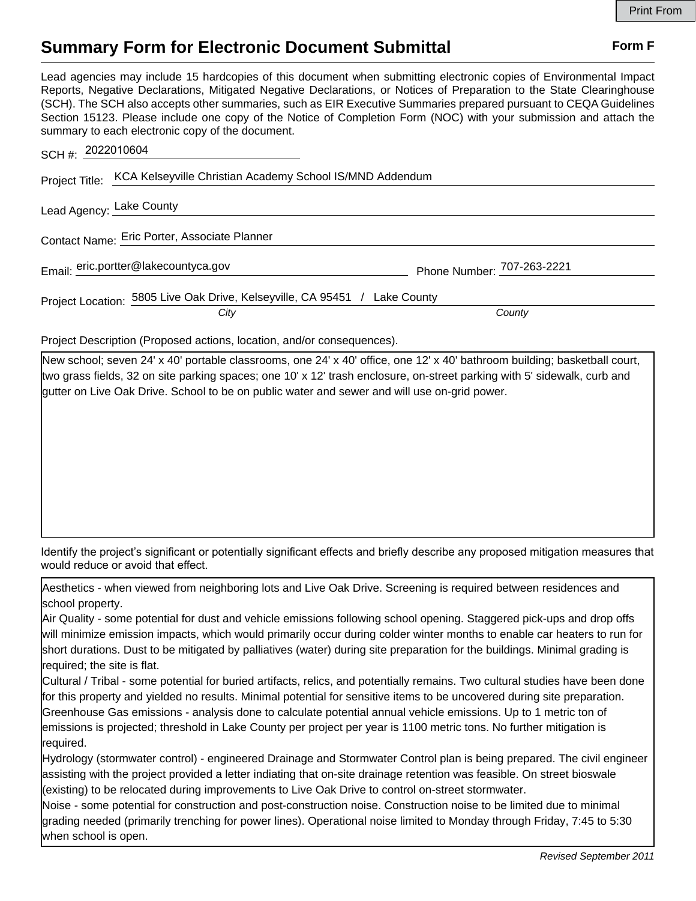Print From

# Summary Form for Electronic Document Submittal

**Form F**

Lead agencies may include 15 hardcopies of this document when submitting electronic copies of Environmental Impact Reports, Negative Declarations, Mitigated Negative Declarations, or Notices of Preparation to the State Clearinghouse (SCH). The SCH also accepts other summaries, such as EIR Executive Summaries prepared pursuant to CEQA Guidelines Section 15123. Please include one copy of the Notice of Completion Form (NOC) with your submission and attach the summary to each electronic copy of the document.

SCH #: 2022010604

Project Title: KCA Kelseyville Christian Academy School IS/MND Addendum

Lead Agency: Lake County

Contact Name: Eric Porter, Associate Planner

Email: eric.portter@lakecountyca.gov

Phone Number: 707-263-2221

Project Location: 5805 Live Oak Drive, Kelseyville, CA 95451 / Lake County

*City* *County*

Project Description (Proposed actions, location, and/or consequences).

New school; seven 24' x 40' portable classrooms, one 24' x 40' office, one 12' x 40' bathroom building; basketball court, two grass fields, 32 on site parking spaces; one 10' x 12' trash enclosure, on-street parking with 5' sidewalk, curb and gutter on Live Oak Drive. School to be on public water and sewer and will use on-grid power.

Identify the project's significant or potentially significant effects and briefly describe any proposed mitigation measures that would reduce or avoid that effect.

Aesthetics - when viewed from neighboring lots and Live Oak Drive. Screening is required between residences and school property.
Air Quality - some potential for dust and vehicle emissions following school opening. Staggered pick-ups and drop offs will minimize emission impacts, which would primarily occur during colder winter months to enable car heaters to run for short durations. Dust to be mitigated by palliatives (water) during site preparation for the buildings. Minimal grading is required; the site is flat.
Cultural / Tribal - some potential for buried artifacts, relics, and potentially remains. Two cultural studies have been done for this property and yielded no results. Minimal potential for sensitive items to be uncovered during site preparation.
Greenhouse Gas emissions - analysis done to calculate potential annual vehicle emissions. Up to 1 metric ton of emissions is projected; threshold in Lake County per project per year is 1100 metric tons. No further mitigation is required.
Hydrology (stormwater control) - engineered Drainage and Stormwater Control plan is being prepared. The civil engineer assisting with the project provided a letter indiating that on-site drainage retention was feasible. On street bioswale (existing) to be relocated during improvements to Live Oak Drive to control on-street stormwater.
Noise - some potential for construction and post-construction noise. Construction noise to be limited due to minimal grading needed (primarily trenching for power lines). Operational noise limited to Monday through Friday, 7:45 to 5:30 when school is open.

*Revised September 2011*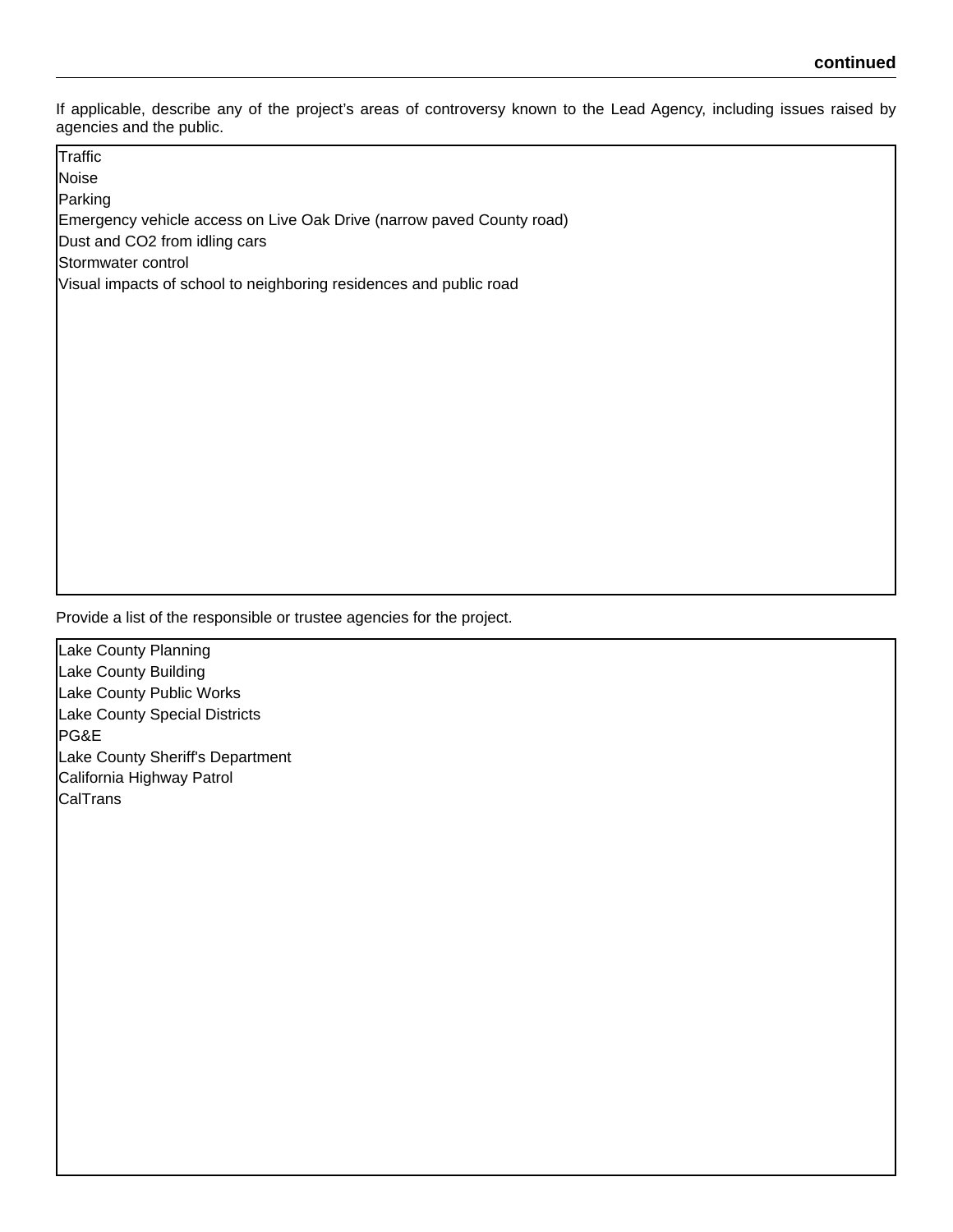**continued**

If applicable, describe any of the project's areas of controversy known to the Lead Agency, including issues raised by agencies and the public.

Traffic
Noise
Parking
Emergency vehicle access on Live Oak Drive (narrow paved County road)
Dust and $CO_2$ from idling cars
Stormwater control
Visual impacts of school to neighboring residences and public road

Provide a list of the responsible or trustee agencies for the project.

Lake County Planning
Lake County Building
Lake County Public Works
Lake County Special Districts
PG&E
Lake County Sheriff's Department
California Highway Patrol
CalTrans